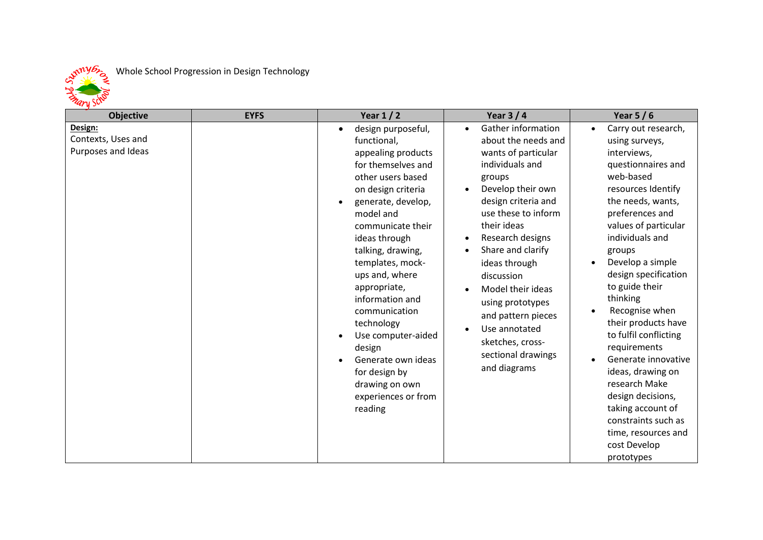Whole School Progression in Design Technology

| Objective | EYFS | Year 1 / 2 | Year 3 / 4 | Year 5 / 6 |
|---|---|---|---|---|
| **Design:** Contexts, Uses and Purposes and Ideas | | • design purposeful, functional, appealing products for themselves and other users based on design criteria<br>• generate, develop, model and communicate their ideas through talking, drawing, templates, mock-ups and, where appropriate, information and communication technology<br>• Use computer-aided design<br>• Generate own ideas for design by drawing on own experiences or from reading | • Gather information about the needs and wants of particular individuals and groups<br>• Develop their own design criteria and use these to inform their ideas<br>• Research designs<br>• Share and clarify ideas through discussion<br>• Model their ideas using prototypes and pattern pieces<br>• Use annotated sketches, cross-sectional drawings and diagrams | • Carry out research, using surveys, interviews, questionnaires and web-based resources Identify the needs, wants, preferences and values of particular individuals and groups<br>• Develop a simple design specification to guide their thinking<br>• Recognise when their products have to fulfil conflicting requirements<br>• Generate innovative ideas, drawing on research Make design decisions, taking account of constraints such as time, resources and cost Develop prototypes |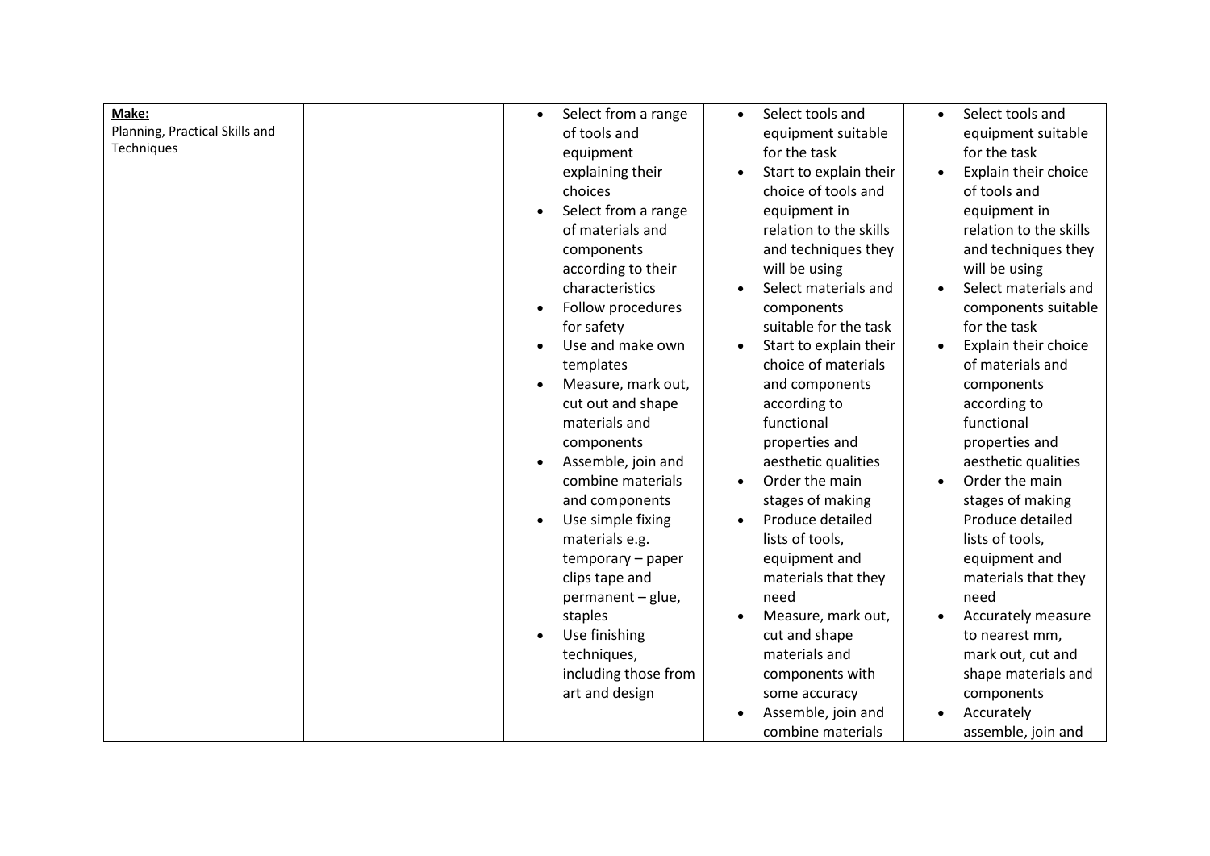| **Make:** Planning, Practical Skills and Techniques | | <ul><li>Select from a range of tools and equipment explaining their choices</li><li>Select from a range of materials and components according to their characteristics</li><li>Follow procedures for safety</li><li>Use and make own templates</li><li>Measure, mark out, cut out and shape materials and components</li><li>Assemble, join and combine materials and components</li><li>Use simple fixing materials e.g. temporary – paper clips tape and permanent – glue, staples</li><li>Use finishing techniques, including those from art and design</li></ul> | <ul><li>Select tools and equipment suitable for the task</li><li>Start to explain their choice of tools and equipment in relation to the skills and techniques they will be using</li><li>Select materials and components suitable for the task</li><li>Start to explain their choice of materials and components according to functional properties and aesthetic qualities</li><li>Order the main stages of making</li><li>Produce detailed lists of tools, equipment and materials that they need</li><li>Measure, mark out, cut and shape materials and components with some accuracy</li><li>Assemble, join and combine materials</li></ul> | <ul><li>Select tools and equipment suitable for the task</li><li>Explain their choice of tools and equipment in relation to the skills and techniques they will be using</li><li>Select materials and components suitable for the task</li><li>Explain their choice of materials and components according to functional properties and aesthetic qualities</li><li>Order the main stages of making Produce detailed lists of tools, equipment and materials that they need</li><li>Accurately measure to nearest mm, mark out, cut and shape materials and components</li><li>Accurately assemble, join and</li></ul> |
|---|---|---|---|---|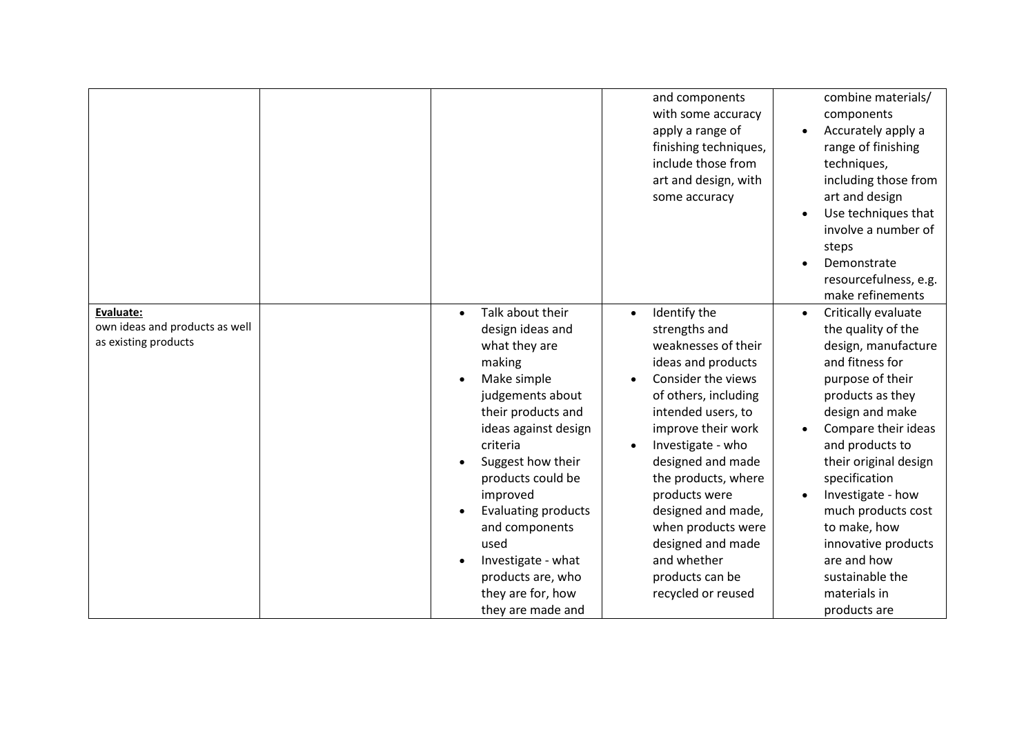| | | | | |
|---|---|---|---|---|
| | | | and components with some accuracy apply a range of finishing techniques, include those from art and design, with some accuracy | combine materials/ components<br>• Accurately apply a range of finishing techniques, including those from art and design<br>• Use techniques that involve a number of steps<br>• Demonstrate resourcefulness, e.g. make refinements |
| **Evaluate:**<br>own ideas and products as well as existing products | | • Talk about their design ideas and what they are making<br>• Make simple judgements about their products and ideas against design criteria<br>• Suggest how their products could be improved<br>• Evaluating products and components used<br>• Investigate - what products are, who they are for, how they are made and | • Identify the strengths and weaknesses of their ideas and products<br>• Consider the views of others, including intended users, to improve their work<br>• Investigate - who designed and made the products, where products were designed and made, when products were designed and made and whether products can be recycled or reused | • Critically evaluate the quality of the design, manufacture and fitness for purpose of their products as they design and make<br>• Compare their ideas and products to their original design specification<br>• Investigate - how much products cost to make, how innovative products are and how sustainable the materials in products are |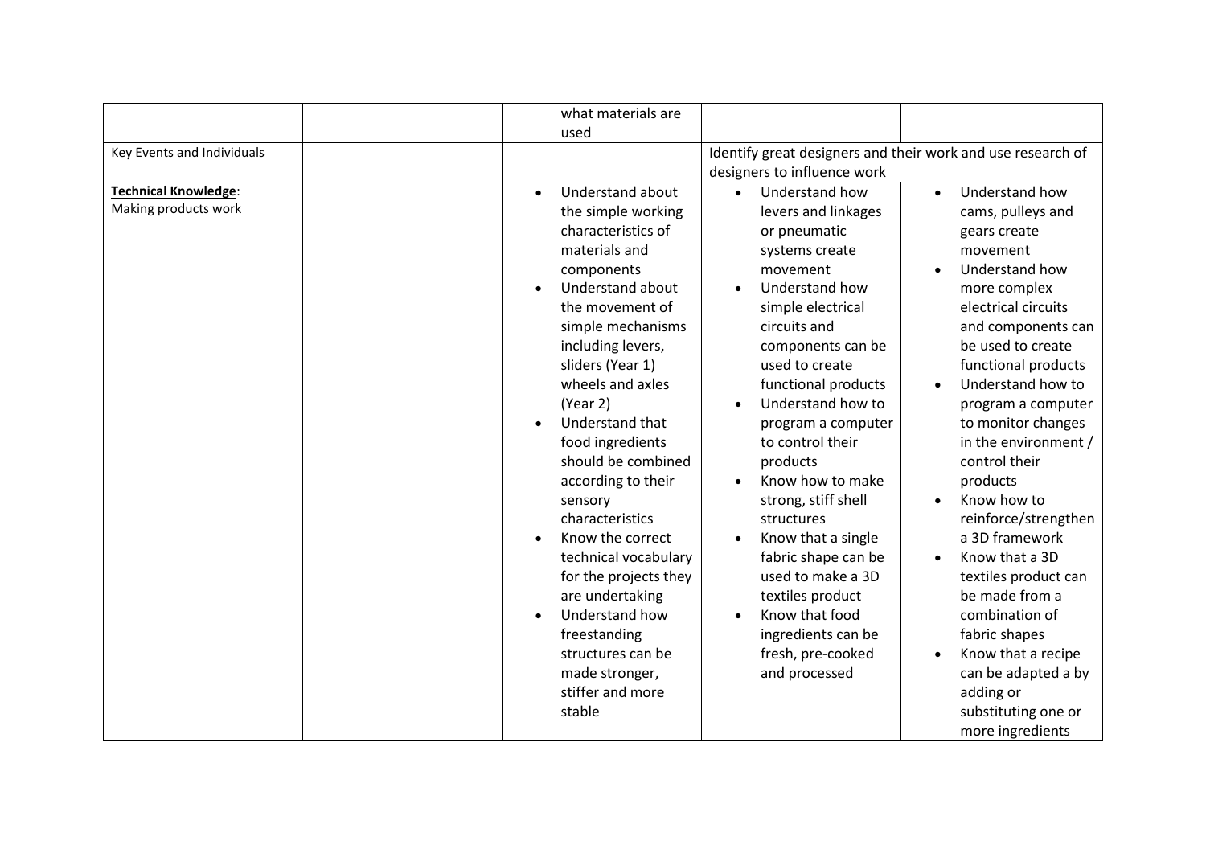| | | | | |
|---|---|---|---|---|
| | | what materials are used | | |
| Key Events and Individuals | | | Identify great designers and their work and use research of designers to influence work | |
| **Technical Knowledge**: Making products work | | • Understand about the simple working characteristics of materials and components<br>• Understand about the movement of simple mechanisms including levers, sliders (Year 1) wheels and axles (Year 2)<br>• Understand that food ingredients should be combined according to their sensory characteristics<br>• Know the correct technical vocabulary for the projects they are undertaking<br>• Understand how freestanding structures can be made stronger, stiffer and more stable | • Understand how levers and linkages or pneumatic systems create movement<br>• Understand how simple electrical circuits and components can be used to create functional products<br>• Understand how to program a computer to control their products<br>• Know how to make strong, stiff shell structures<br>• Know that a single fabric shape can be used to make a 3D textiles product<br>• Know that food ingredients can be fresh, pre-cooked and processed | • Understand how cams, pulleys and gears create movement<br>• Understand how more complex electrical circuits and components can be used to create functional products<br>• Understand how to program a computer to monitor changes in the environment / control their products<br>• Know how to reinforce/strengthen a 3D framework<br>• Know that a 3D textiles product can be made from a combination of fabric shapes<br>• Know that a recipe can be adapted a by adding or substituting one or more ingredients |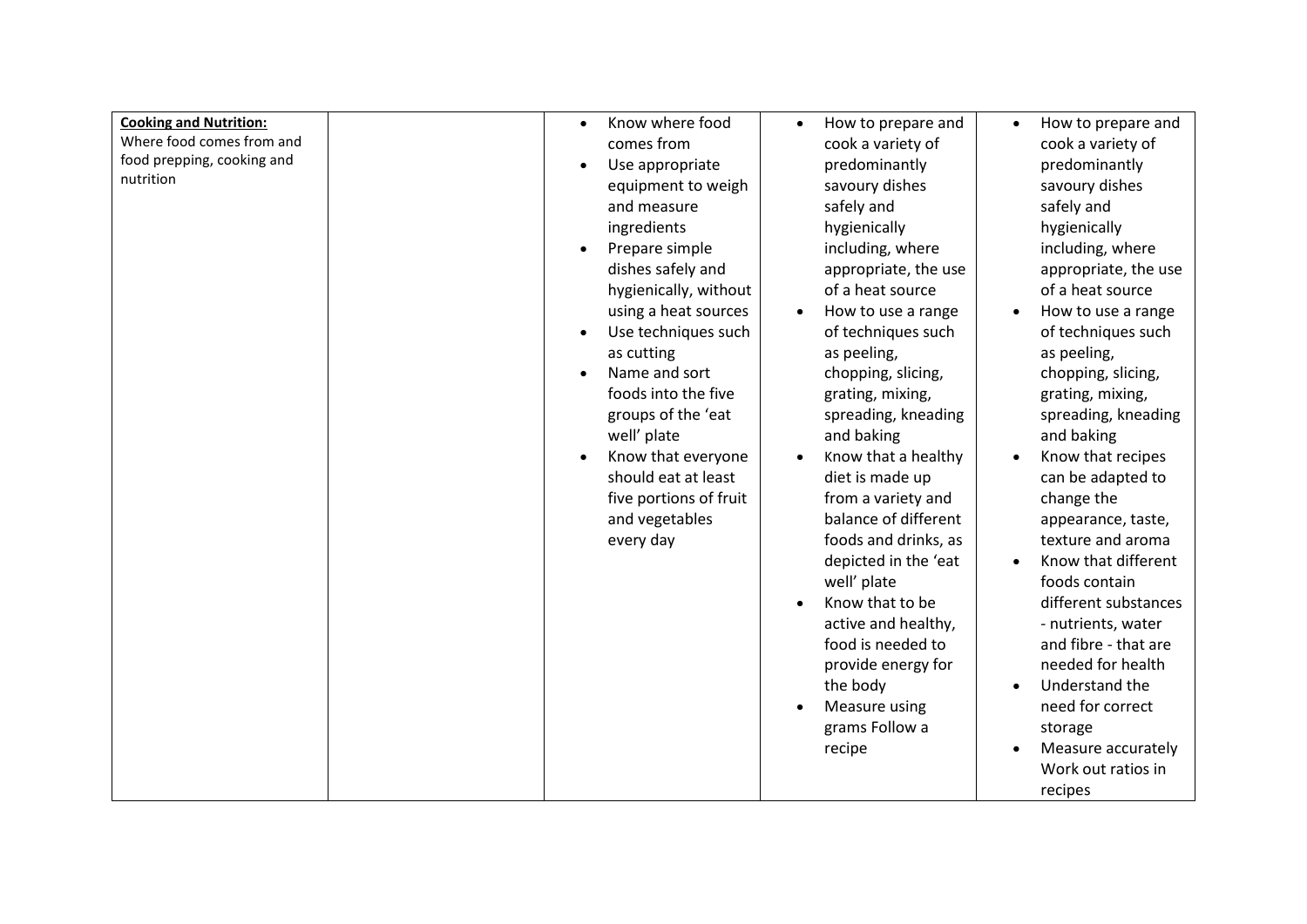| | | | | |
|---|---|---|---|---|
| **Cooking and Nutrition:**<br>Where food comes from and food prepping, cooking and nutrition | | • Know where food comes from<br>• Use appropriate equipment to weigh and measure ingredients<br>• Prepare simple dishes safely and hygienically, without using a heat sources<br>• Use techniques such as cutting<br>• Name and sort foods into the five groups of the 'eat well' plate<br>• Know that everyone should eat at least five portions of fruit and vegetables every day | • How to prepare and cook a variety of predominantly savoury dishes safely and hygienically including, where appropriate, the use of a heat source<br>• How to use a range of techniques such as peeling, chopping, slicing, grating, mixing, spreading, kneading and baking<br>• Know that a healthy diet is made up from a variety and balance of different foods and drinks, as depicted in the 'eat well' plate<br>• Know that to be active and healthy, food is needed to provide energy for the body<br>• Measure using grams Follow a recipe | • How to prepare and cook a variety of predominantly savoury dishes safely and hygienically including, where appropriate, the use of a heat source<br>• How to use a range of techniques such as peeling, chopping, slicing, grating, mixing, spreading, kneading and baking<br>• Know that recipes can be adapted to change the appearance, taste, texture and aroma<br>• Know that different foods contain different substances - nutrients, water and fibre - that are needed for health<br>• Understand the need for correct storage<br>• Measure accurately Work out ratios in recipes |